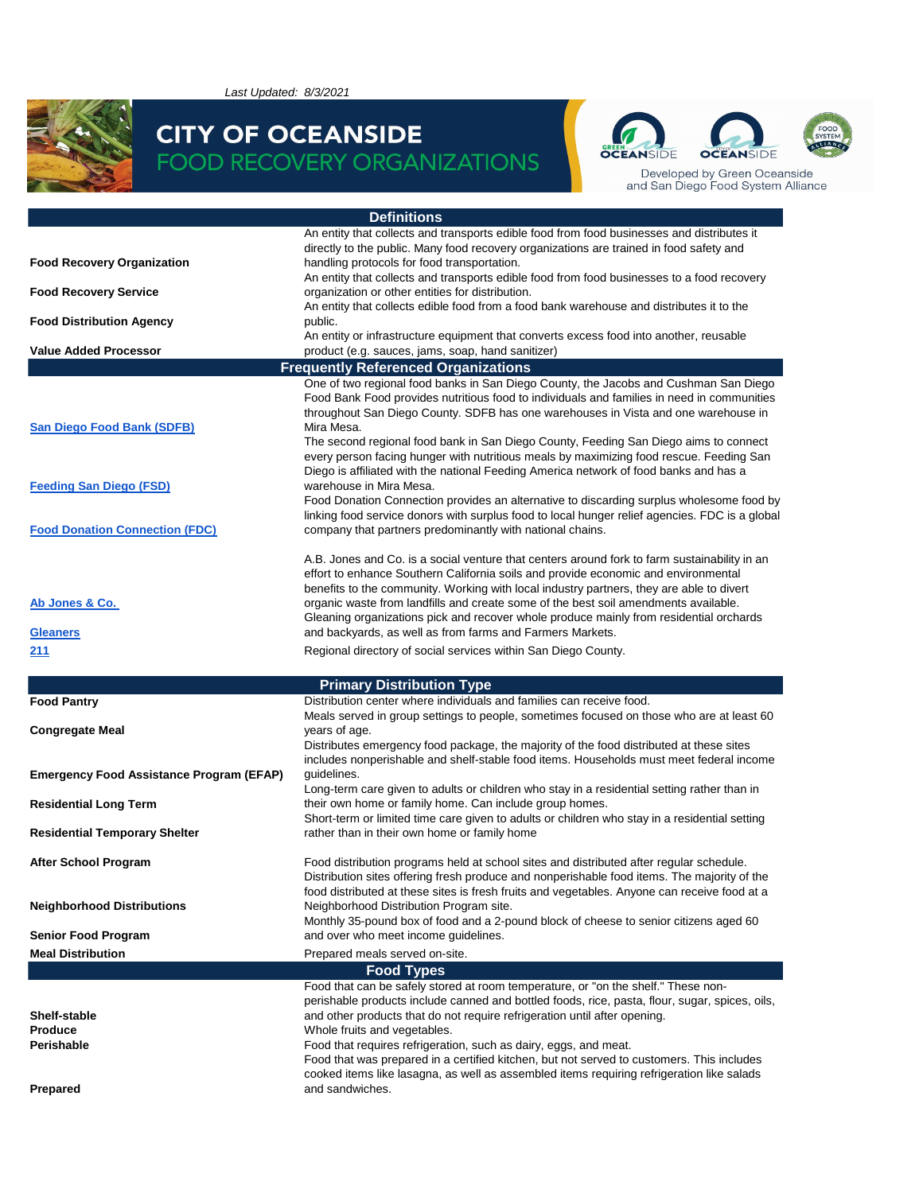*Last Updated: 8/3/2021*

# CITY OF OCEANSIDE
## FOOD RECOVERY ORGANIZATIONS

Developed by Green Oceanside and San Diego Food System Alliance

| Definitions | |
|---|---|
| **Food Recovery Organization** | An entity that collects and transports edible food from food businesses and distributes it directly to the public. Many food recovery organizations are trained in food safety and handling protocols for food transportation. |
| **Food Recovery Service** | An entity that collects and transports edible food from food businesses to a food recovery organization or other entities for distribution. |
| **Food Distribution Agency** | An entity that collects edible food from a food bank warehouse and distributes it to the public. |
| **Value Added Processor** | An entity or infrastructure equipment that converts excess food into another, reusable product (e.g. sauces, jams, soap, hand sanitizer) |

| Frequently Referenced Organizations | |
|---|---|
| San Diego Food Bank (SDFB) | One of two regional food banks in San Diego County, the Jacobs and Cushman San Diego Food Bank Food provides nutritious food to individuals and families in need in communities throughout San Diego County. SDFB has one warehouses in Vista and one warehouse in Mira Mesa. |
| Feeding San Diego (FSD) | The second regional food bank in San Diego County, Feeding San Diego aims to connect every person facing hunger with nutritious meals by maximizing food rescue. Feeding San Diego is affiliated with the national Feeding America network of food banks and has a warehouse in Mira Mesa. |
| Food Donation Connection (FDC) | Food Donation Connection provides an alternative to discarding surplus wholesome food by linking food service donors with surplus food to local hunger relief agencies. FDC is a global company that partners predominantly with national chains. |
| Ab Jones & Co. | A.B. Jones and Co. is a social venture that centers around fork to farm sustainability in an effort to enhance Southern California soils and provide economic and environmental benefits to the community. Working with local industry partners, they are able to divert organic waste from landfills and create some of the best soil amendments available. |
| Gleaners | Gleaning organizations pick and recover whole produce mainly from residential orchards and backyards, as well as from farms and Farmers Markets. |
| 211 | Regional directory of social services within San Diego County. |

| Primary Distribution Type | |
|---|---|
| **Food Pantry** | Distribution center where individuals and families can receive food. |
| **Congregate Meal** | Meals served in group settings to people, sometimes focused on those who are at least 60 years of age. |
| **Emergency Food Assistance Program (EFAP)** | Distributes emergency food package, the majority of the food distributed at these sites includes nonperishable and shelf-stable food items. Households must meet federal income guidelines. |
| **Residential Long Term** | Long-term care given to adults or children who stay in a residential setting rather than in their own home or family home. Can include group homes. |
| **Residential Temporary Shelter** | Short-term or limited time care given to adults or children who stay in a residential setting rather than in their own home or family home |
| **After School Program** | Food distribution programs held at school sites and distributed after regular schedule. |
| **Neighborhood Distributions** | Distribution sites offering fresh produce and nonperishable food items. The majority of the food distributed at these sites is fresh fruits and vegetables. Anyone can receive food at a Neighborhood Distribution Program site. |
| **Senior Food Program** | Monthly 35-pound box of food and a 2-pound block of cheese to senior citizens aged 60 and over who meet income guidelines. |
| **Meal Distribution** | Prepared meals served on-site. |

| Food Types | |
|---|---|
| **Shelf-stable** | Food that can be safely stored at room temperature, or "on the shelf." These non-perishable products include canned and bottled foods, rice, pasta, flour, sugar, spices, oils, and other products that do not require refrigeration until after opening. |
| **Produce** | Whole fruits and vegetables. |
| **Perishable** | Food that requires refrigeration, such as dairy, eggs, and meat. |
| **Prepared** | Food that was prepared in a certified kitchen, but not served to customers. This includes cooked items like lasagna, as well as assembled items requiring refrigeration like salads and sandwiches. |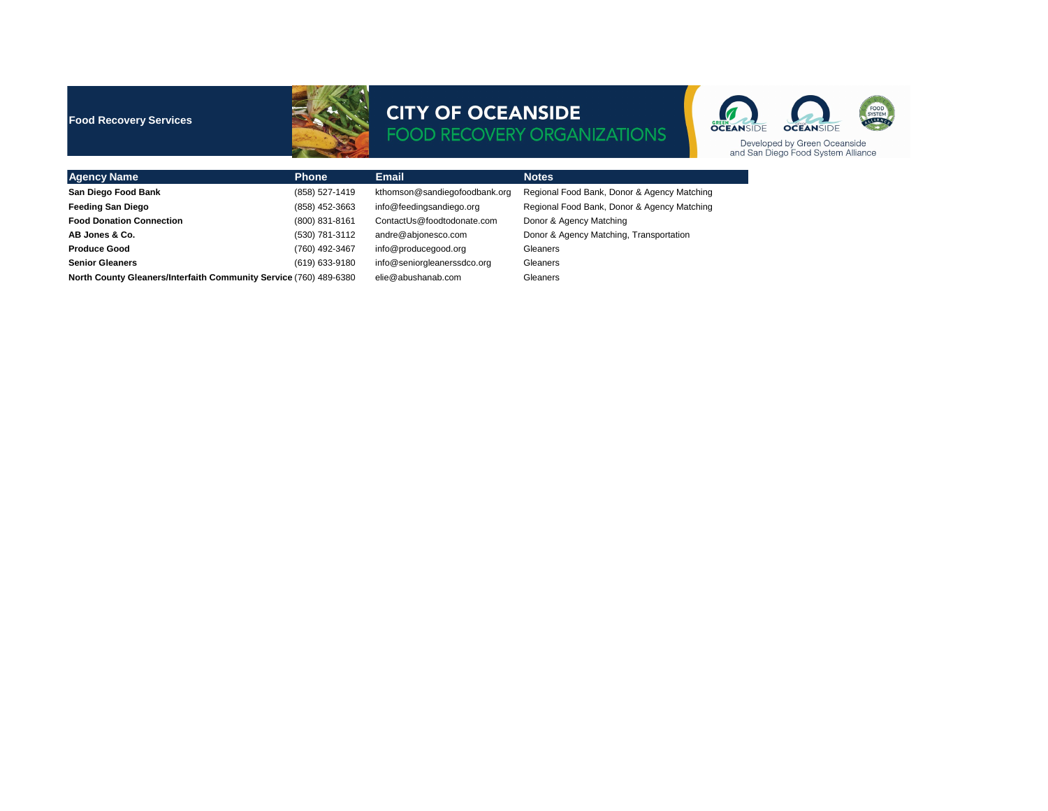**Food Recovery Services**

# CITY OF OCEANSIDE
## FOOD RECOVERY ORGANIZATIONS

Developed by Green Oceanside and San Diego Food System Alliance

| Agency Name | Phone | Email | Notes |
|---|---|---|---|
| **San Diego Food Bank** | (858) 527-1419 | kthomson@sandiegofoodbank.org | Regional Food Bank, Donor & Agency Matching |
| **Feeding San Diego** | (858) 452-3663 | info@feedingsandiego.org | Regional Food Bank, Donor & Agency Matching |
| **Food Donation Connection** | (800) 831-8161 | ContactUs@foodtodonate.com | Donor & Agency Matching |
| **AB Jones & Co.** | (530) 781-3112 | andre@abjonesco.com | Donor & Agency Matching, Transportation |
| **Produce Good** | (760) 492-3467 | info@producegood.org | Gleaners |
| **Senior Gleaners** | (619) 633-9180 | info@seniorgleanerssdco.org | Gleaners |
| **North County Gleaners/Interfaith Community Service** | (760) 489-6380 | elie@abushanab.com | Gleaners |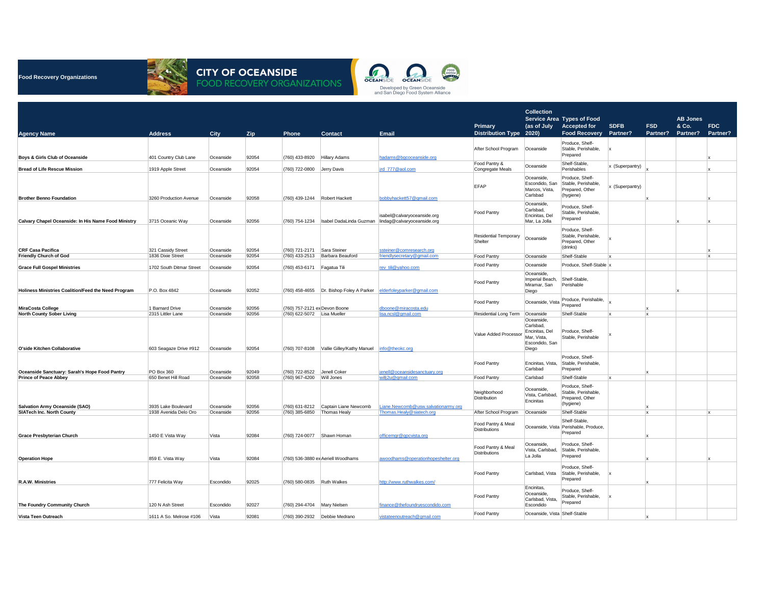**Food Recovery Organizations**

# CITY OF OCEANSIDE
## FOOD RECOVERY ORGANIZATIONS

Developed by Green Oceanside and San Diego Food System Alliance

| Agency Name | Address | City | Zip | Phone | Contact | Email | Primary Distribution Type | Collection Service Area (as of July 2020) | Types of Food Accepted for Food Recovery | SDFB Partner? | FSD Partner? | AB Jones & Co. Partner? | FDC Partner? |
|---|---|---|---|---|---|---|---|---|---|---|---|---|---|
| **Boys & Girls Club of Oceanside** | 401 Country Club Lane | Oceanside | 92054 | (760) 433-8920 | Hillary Adams | hadams@bgcoceanside.org | After School Program | Oceanside | Produce, Shelf-Stable, Perishable, Prepared | x | | | x |
| **Bread of Life Rescue Mission** | 1919 Apple Street | Oceanside | 92054 | (760) 722-0800 | Jerry Davis | jrd_777@aol.com | Food Pantry & Congregate Meals | Oceanside | Shelf-Stable, Perishables | x (Superpantry) | x | | x |
| **Brother Benno Foundation** | 3260 Production Avenue | Oceanside | 92058 | (760) 439-1244 | Robert Hackett | bobbyhackett57@gmail.com | EFAP | Oceanside, Escondido, San Marcos, Vista, Carlsbad | Produce, Shelf-Stable, Perishable, Prepared, Other (hygiene) | x (Superpantry) | x | | x |
| **Calvary Chapel Oceanside: In His Name Food Ministry** | 3715 Oceanic Way | Oceanside | 92056 | (760) 754-1234 | Isabel DadaLinda Guzman | isabel@calvaryoceanside.org lindag@calvaryoceanside.org | Food Pantry | Oceanside, Carlsbad, Encinitas, Del Mar, La Jolla | Produce, Shelf-Stable, Perishable, Prepared | | | x | x |
| **CRF Casa Pacifica** | 321 Cassidy Street | Oceanside | 92054 | (760) 721-2171 | Sara Steiner | ssteiner@comresearch.org | Residential Temporary Shelter | Oceanside | Produce, Shelf-Stable, Perishable, Prepared, Other (drinks) | x | | | x |
| **Friendly Church of God** | 1836 Dixie Street | Oceanside | 92054 | (760) 433-2513 | Barbara Beauford | friendlysecretary@gmail.com | Food Pantry | Oceanside | Shelf-Stable | x | | | x |
| **Grace Full Gospel Ministries** | 1702 South Ditmar Street | Oceanside | 92054 | (760) 453-6171 | Fagatua Tili | rev_tili@yahoo.com | Food Pantry | Oceanside | Produce, Shelf-Stable | x | | | |
| **Holiness Ministries Coalition/Feed the Need Program** | P.O. Box 4842 | Oceanside | 92052 | (760) 458-4655 | Dr. Bishop Foley A Parker | elderfoleyparker@gmail.com | Food Pantry | Oceanside, Imperial Beach, Miramar, San Diego | Shelf-Stable, Perishable | | | x | |
| **MiraCosta College** | 1 Barnard Drive | Oceanside | 92056 | (760) 757-2121 ex | Devon Boone | dboone@miracosta.edu | Food Pantry | Oceanside, Vista | Produce, Perishable, Prepared | x | x | | |
| **North County Sober Living** | 2315 Littler Lane | Oceanside | 92056 | (760) 622-5072 | Lisa Mueller | lisa.ncsl@gmail.com | Residential Long Term | Oceanside | Shelf-Stable | x | x | | |
| **O'side Kitchen Collaborative** | 603 Seagaze Drive #912 | Oceanside | 92054 | (760) 707-8108 | Vallie Gilley/Kathy Manuel | info@theokc.org | Value Added Processor | Oceanside, Carlsbad, Encinitas, Del Mar, Vista, Escondido, San Diego | Produce, Shelf-Stable, Perishable | x | | | |
| **Oceanside Sanctuary: Sarah's Hope Food Pantry** | PO Box 360 | Oceanside | 92049 | (760) 722-8522 | Jenell Coker | jenell@oceansidesanctuary.org | Food Pantry | Encinitas, Vista, Carlsbad | Produce, Shelf-Stable, Perishable, Prepared | | x | | |
| **Prince of Peace Abbey** | 650 Benet Hill Road | Oceanside | 92058 | (760) 967-4200 | Will Jones | willj2u@gmail.com | Food Pantry | Carlsbad | Shelf-Stable | x | | | |
| **Salvation Army Oceanside (SAO)** | 3935 Lake Boulevard | Oceanside | 92056 | (760) 631-8212 | Captain Liane Newcomb | Liane.Newcomb@usw.salvationarmy.org | Neighborhood Distribution | Oceanside, Vista, Carlsbad, Encinitas | Produce, Shelf-Stable, Perishable, Prepared, Other (hygiene) | | x | | |
| **SIATech Inc. North County** | 1938 Avenida Delo Oro | Oceanside | 92056 | (760) 385-6850 | Thomas Healy | Thomas.Healy@siatech.org | After School Program | Oceanside | Shelf-Stable | | x | | x |
| **Grace Presbyterian Church** | 1450 E Vista Way | Vista | 92084 | (760) 724-0077 | Shawn Homan | officemgr@gpcvista.org | Food Pantry & Meal Distributions | Oceanside, Vista | Shelf-Stable, Perishable, Produce, Prepared | | x | | |
| **Operation Hope** | 859 E. Vista Way | Vista | 92084 | (760) 536-3880 ex | Aeriell Woodhams | awoodhams@operationhopeshelter.org | Food Pantry & Meal Distributions | Oceanside, Vista, Carlsbad, La Jolla | Produce, Shelf-Stable, Perishable, Prepared | | x | | x |
| **R.A.W. Ministries** | 777 Felicita Way | Escondido | 92025 | (760) 580-0835 | Ruth Walkes | http://www.ruthwalkes.com/ | Food Pantry | Carlsbad, Vista | Produce, Shelf-Stable, Perishable, Prepared | x | x | | |
| **The Foundry Community Church** | 120 N Ash Street | Escondido | 92027 | (760) 294-4704 | Mary Nielsen | finance@thefoundryescondido.com | Food Pantry | Encinitas, Oceanside, Carlsbad, Vista, Escondido | Produce, Shelf-Stable, Perishable, Prepared | x | | | |
| **Vista Teen Outreach** | 1611 A So. Melrose #106 | Vista | 92081 | (760) 390-2932 | Debbie Medrano | vistateenoutreach@gmail.com | Food Pantry | Oceanside, Vista | Shelf-Stable | | x | | |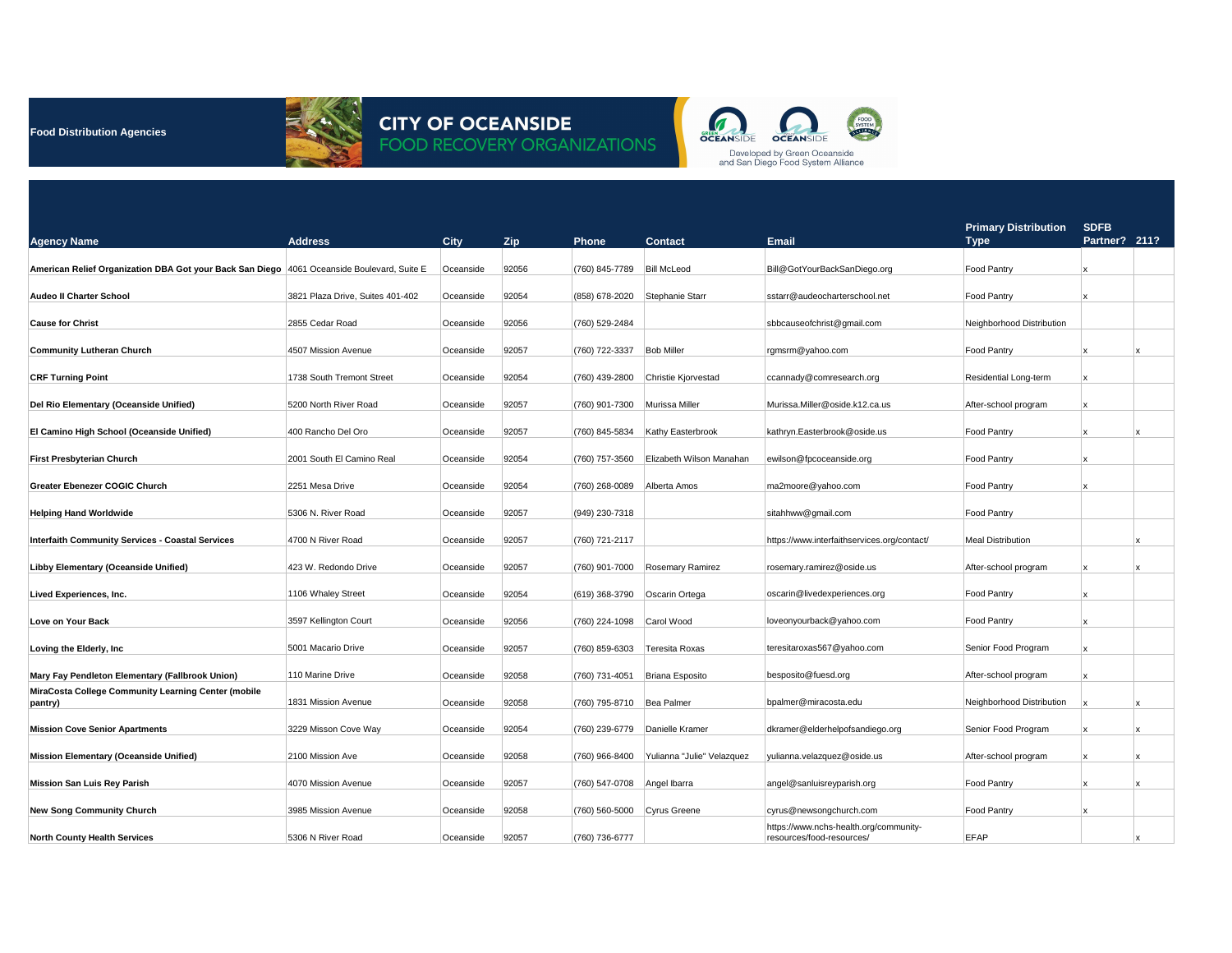Food Distribution Agencies

# CITY OF OCEANSIDE
## FOOD RECOVERY ORGANIZATIONS

Developed by Green Oceanside and San Diego Food System Alliance

| Agency Name | Address | City | Zip | Phone | Contact | Email | Primary Distribution Type | SDFB Partner? | 211? |
|---|---|---|---|---|---|---|---|---|---|
| **American Relief Organization DBA Got your Back San Diego** | 4061 Oceanside Boulevard, Suite E | Oceanside | 92056 | (760) 845-7789 | Bill McLeod | Bill@GotYourBackSanDiego.org | Food Pantry | x | |
| **Audeo II Charter School** | 3821 Plaza Drive, Suites 401-402 | Oceanside | 92054 | (858) 678-2020 | Stephanie Starr | sstarr@audeocharterschool.net | Food Pantry | x | |
| **Cause for Christ** | 2855 Cedar Road | Oceanside | 92056 | (760) 529-2484 | | sbbcauseofchrist@gmail.com | Neighborhood Distribution | | |
| **Community Lutheran Church** | 4507 Mission Avenue | Oceanside | 92057 | (760) 722-3337 | Bob Miller | rgmsrm@yahoo.com | Food Pantry | x | x |
| **CRF Turning Point** | 1738 South Tremont Street | Oceanside | 92054 | (760) 439-2800 | Christie Kjorvestad | ccannady@comresearch.org | Residential Long-term | x | |
| **Del Rio Elementary (Oceanside Unified)** | 5200 North River Road | Oceanside | 92057 | (760) 901-7300 | Murissa Miller | Murissa.Miller@oside.k12.ca.us | After-school program | x | |
| **El Camino High School (Oceanside Unified)** | 400 Rancho Del Oro | Oceanside | 92057 | (760) 845-5834 | Kathy Easterbrook | kathryn.Easterbrook@oside.us | Food Pantry | x | x |
| **First Presbyterian Church** | 2001 South El Camino Real | Oceanside | 92054 | (760) 757-3560 | Elizabeth Wilson Manahan | ewilson@fpcoceanside.org | Food Pantry | x | |
| **Greater Ebenezer COGIC Church** | 2251 Mesa Drive | Oceanside | 92054 | (760) 268-0089 | Alberta Amos | ma2moore@yahoo.com | Food Pantry | x | |
| **Helping Hand Worldwide** | 5306 N. River Road | Oceanside | 92057 | (949) 230-7318 | | sitahhww@gmail.com | Food Pantry | | |
| **Interfaith Community Services - Coastal Services** | 4700 N River Road | Oceanside | 92057 | (760) 721-2117 | | https://www.interfaithservices.org/contact/ | Meal Distribution | | x |
| **Libby Elementary (Oceanside Unified)** | 423 W. Redondo Drive | Oceanside | 92057 | (760) 901-7000 | Rosemary Ramirez | rosemary.ramirez@oside.us | After-school program | x | x |
| **Lived Experiences, Inc.** | 1106 Whaley Street | Oceanside | 92054 | (619) 368-3790 | Oscarin Ortega | oscarin@livedexperiences.org | Food Pantry | x | |
| **Love on Your Back** | 3597 Kellington Court | Oceanside | 92056 | (760) 224-1098 | Carol Wood | loveonyourback@yahoo.com | Food Pantry | x | |
| **Loving the Elderly, Inc** | 5001 Macario Drive | Oceanside | 92057 | (760) 859-6303 | Teresita Roxas | teresitaroxas567@yahoo.com | Senior Food Program | x | |
| **Mary Fay Pendleton Elementary (Fallbrook Union)** | 110 Marine Drive | Oceanside | 92058 | (760) 731-4051 | Briana Esposito | besposito@fuesd.org | After-school program | x | |
| **MiraCosta College Community Learning Center (mobile pantry)** | 1831 Mission Avenue | Oceanside | 92058 | (760) 795-8710 | Bea Palmer | bpalmer@miracosta.edu | Neighborhood Distribution | x | x |
| **Mission Cove Senior Apartments** | 3229 Misson Cove Way | Oceanside | 92054 | (760) 239-6779 | Danielle Kramer | dkramer@elderhelpofsandiego.org | Senior Food Program | x | x |
| **Mission Elementary (Oceanside Unified)** | 2100 Mission Ave | Oceanside | 92058 | (760) 966-8400 | Yulianna "Julie" Velazquez | yulianna.velazquez@oside.us | After-school program | x | x |
| **Mission San Luis Rey Parish** | 4070 Mission Avenue | Oceanside | 92057 | (760) 547-0708 | Angel Ibarra | angel@sanluisreyparish.org | Food Pantry | x | x |
| **New Song Community Church** | 3985 Mission Avenue | Oceanside | 92058 | (760) 560-5000 | Cyrus Greene | cyrus@newsongchurch.com | Food Pantry | x | |
| **North County Health Services** | 5306 N River Road | Oceanside | 92057 | (760) 736-6777 | | https://www.nchs-health.org/community-resources/food-resources/ | EFAP | | x |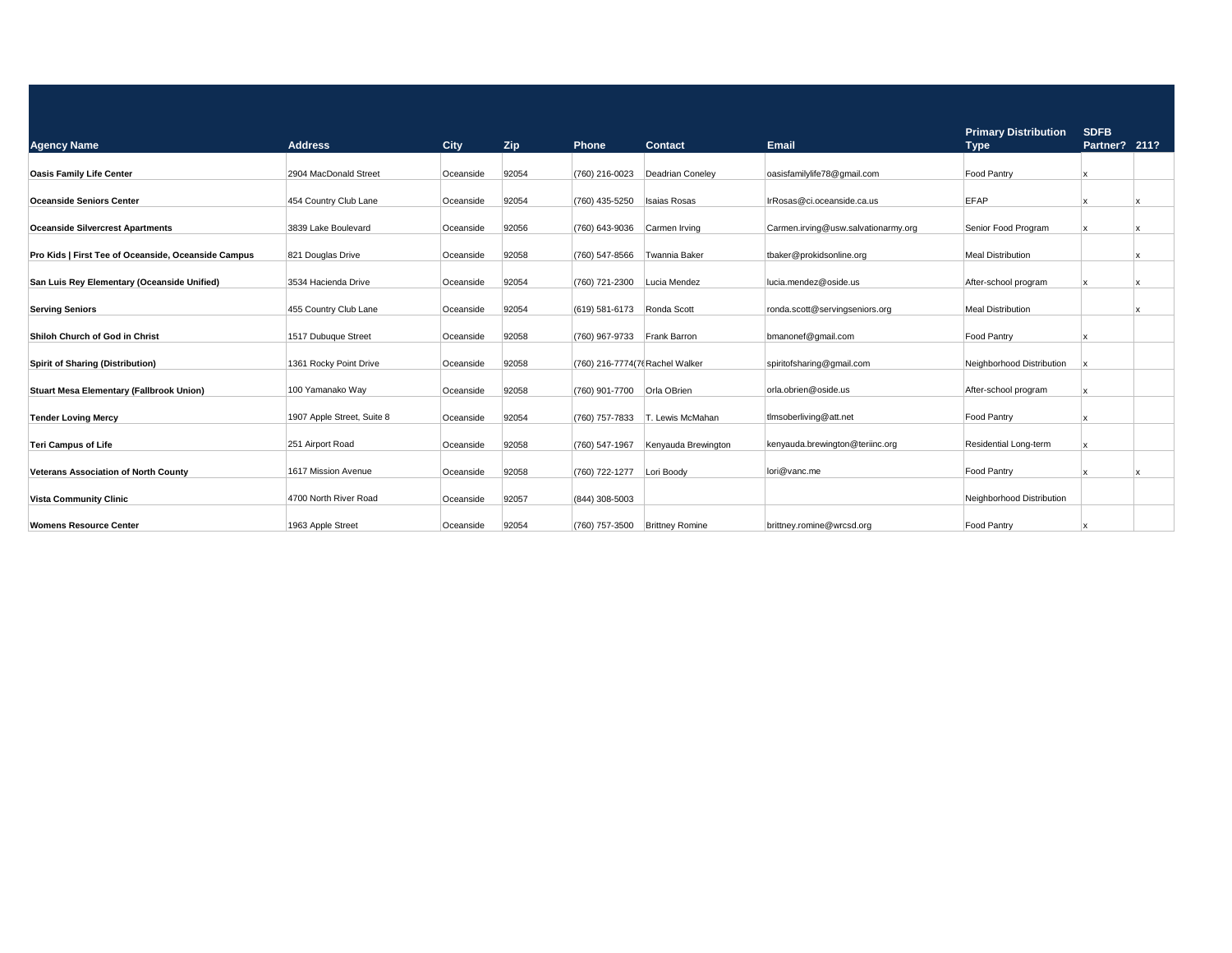| Agency Name | Address | City | Zip | Phone | Contact | Email | Primary Distribution Type | SDFB Partner? | 211? |
|---|---|---|---|---|---|---|---|---|---|
| **Oasis Family Life Center** | 2904 MacDonald Street | Oceanside | 92054 | (760) 216-0023 | Deadrian Coneley | oasisfamilylife78@gmail.com | Food Pantry | x | |
| **Oceanside Seniors Center** | 454 Country Club Lane | Oceanside | 92054 | (760) 435-5250 | Isaias Rosas | IrRosas@ci.oceanside.ca.us | EFAP | x | x |
| **Oceanside Silvercrest Apartments** | 3839 Lake Boulevard | Oceanside | 92056 | (760) 643-9036 | Carmen Irving | Carmen.irving@usw.salvationarmy.org | Senior Food Program | x | x |
| **Pro Kids \| First Tee of Oceanside, Oceanside Campus** | 821 Douglas Drive | Oceanside | 92058 | (760) 547-8566 | Twannia Baker | tbaker@prokidsonline.org | Meal Distribution | | x |
| **San Luis Rey Elementary (Oceanside Unified)** | 3534 Hacienda Drive | Oceanside | 92054 | (760) 721-2300 | Lucia Mendez | lucia.mendez@oside.us | After-school program | x | x |
| **Serving Seniors** | 455 Country Club Lane | Oceanside | 92054 | (619) 581-6173 | Ronda Scott | ronda.scott@servingseniors.org | Meal Distribution | | x |
| **Shiloh Church of God in Christ** | 1517 Dubuque Street | Oceanside | 92058 | (760) 967-9733 | Frank Barron | bmanonef@gmail.com | Food Pantry | x | |
| **Spirit of Sharing (Distribution)** | 1361 Rocky Point Drive | Oceanside | 92058 | (760) 216-7774(76 | Rachel Walker | spiritofsharing@gmail.com | Neighborhood Distribution | x | |
| **Stuart Mesa Elementary (Fallbrook Union)** | 100 Yamanako Way | Oceanside | 92058 | (760) 901-7700 | Orla OBrien | orla.obrien@oside.us | After-school program | x | |
| **Tender Loving Mercy** | 1907 Apple Street, Suite 8 | Oceanside | 92054 | (760) 757-7833 | T. Lewis McMahan | tlmsoberliving@att.net | Food Pantry | x | |
| **Teri Campus of Life** | 251 Airport Road | Oceanside | 92058 | (760) 547-1967 | Kenyauda Brewington | kenyauda.brewington@teriinc.org | Residential Long-term | x | |
| **Veterans Association of North County** | 1617 Mission Avenue | Oceanside | 92058 | (760) 722-1277 | Lori Boody | lori@vanc.me | Food Pantry | x | x |
| **Vista Community Clinic** | 4700 North River Road | Oceanside | 92057 | (844) 308-5003 | | | Neighborhood Distribution | | |
| **Womens Resource Center** | 1963 Apple Street | Oceanside | 92054 | (760) 757-3500 | Brittney Romine | brittney.romine@wrcsd.org | Food Pantry | x | |